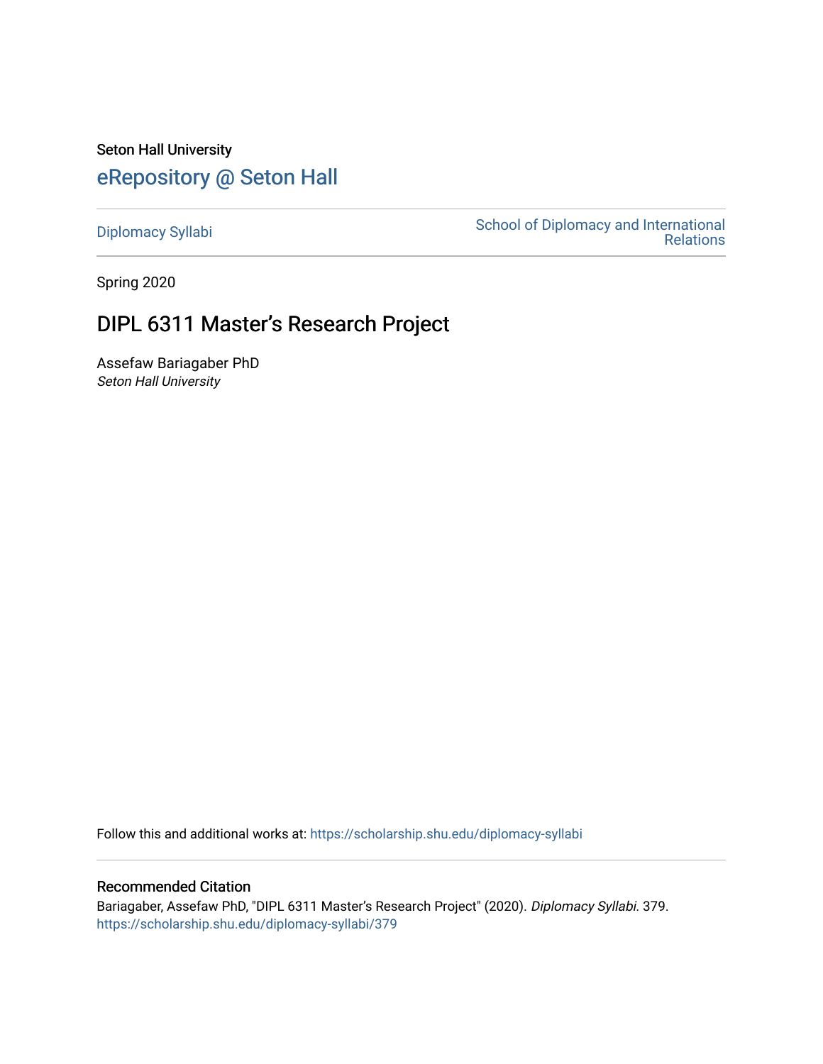Seton Hall University

# eRepository @ Seton Hall

Diplomacy Syllabi | School of Diplomacy and International Relations

Spring 2020

## DIPL 6311 Master's Research Project

Assefaw Bariagaber PhD
*Seton Hall University*

Follow this and additional works at: https://scholarship.shu.edu/diplomacy-syllabi

### Recommended Citation

Bariagaber, Assefaw PhD, "DIPL 6311 Master's Research Project" (2020). *Diplomacy Syllabi*. 379.
https://scholarship.shu.edu/diplomacy-syllabi/379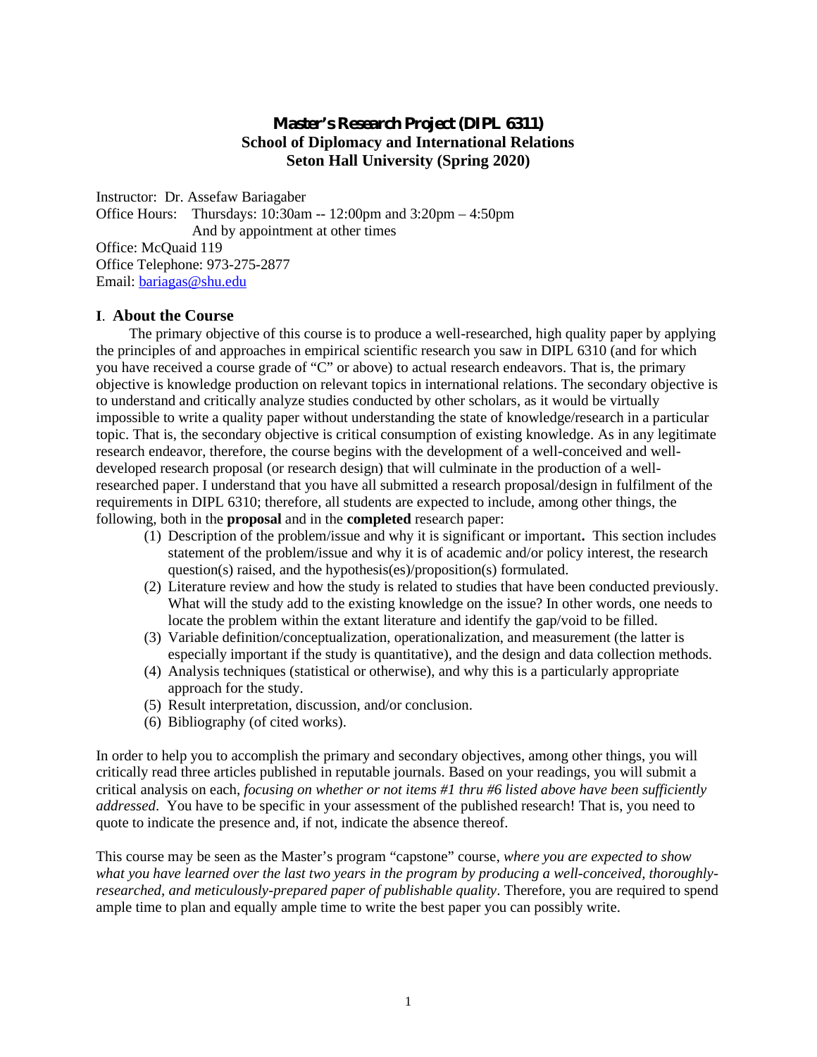# Master's Research Project (DIPL 6311)
## School of Diplomacy and International Relations
## Seton Hall University (Spring 2020)

Instructor: Dr. Assefaw Bariagaber
Office Hours: Thursdays: 10:30am -- 12:00pm and 3:20pm – 4:50pm
And by appointment at other times
Office: McQuaid 119
Office Telephone: 973-275-2877
Email: bariagas@shu.edu

### I. About the Course

The primary objective of this course is to produce a well-researched, high quality paper by applying the principles of and approaches in empirical scientific research you saw in DIPL 6310 (and for which you have received a course grade of "C" or above) to actual research endeavors. That is, the primary objective is knowledge production on relevant topics in international relations. The secondary objective is to understand and critically analyze studies conducted by other scholars, as it would be virtually impossible to write a quality paper without understanding the state of knowledge/research in a particular topic. That is, the secondary objective is critical consumption of existing knowledge. As in any legitimate research endeavor, therefore, the course begins with the development of a well-conceived and well-developed research proposal (or research design) that will culminate in the production of a well-researched paper. I understand that you have all submitted a research proposal/design in fulfilment of the requirements in DIPL 6310; therefore, all students are expected to include, among other things, the following, both in the **proposal** and in the **completed** research paper:

1. Description of the problem/issue and why it is significant or important**.** This section includes statement of the problem/issue and why it is of academic and/or policy interest, the research question(s) raised, and the hypothesis(es)/proposition(s) formulated.
2. Literature review and how the study is related to studies that have been conducted previously. What will the study add to the existing knowledge on the issue? In other words, one needs to locate the problem within the extant literature and identify the gap/void to be filled.
3. Variable definition/conceptualization, operationalization, and measurement (the latter is especially important if the study is quantitative), and the design and data collection methods.
4. Analysis techniques (statistical or otherwise), and why this is a particularly appropriate approach for the study.
5. Result interpretation, discussion, and/or conclusion.
6. Bibliography (of cited works).

In order to help you to accomplish the primary and secondary objectives, among other things, you will critically read three articles published in reputable journals. Based on your readings, you will submit a critical analysis on each, *focusing on whether or not items #1 thru #6 listed above have been sufficiently addressed*. You have to be specific in your assessment of the published research! That is, you need to quote to indicate the presence and, if not, indicate the absence thereof.

This course may be seen as the Master's program "capstone" course, *where you are expected to show what you have learned over the last two years in the program by producing a well-conceived, thoroughly-researched, and meticulously-prepared paper of publishable quality*. Therefore, you are required to spend ample time to plan and equally ample time to write the best paper you can possibly write.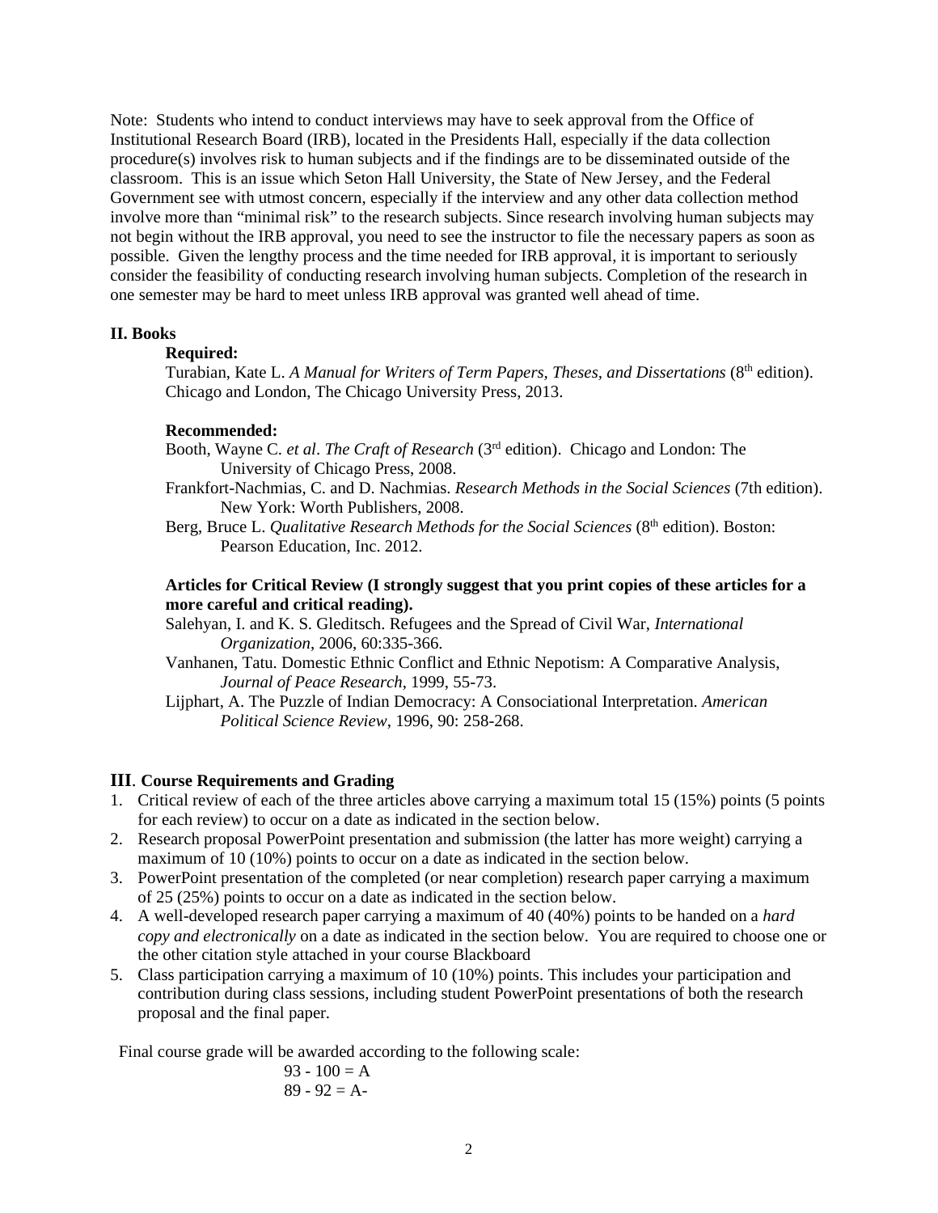Note: Students who intend to conduct interviews may have to seek approval from the Office of Institutional Research Board (IRB), located in the Presidents Hall, especially if the data collection procedure(s) involves risk to human subjects and if the findings are to be disseminated outside of the classroom. This is an issue which Seton Hall University, the State of New Jersey, and the Federal Government see with utmost concern, especially if the interview and any other data collection method involve more than "minimal risk" to the research subjects. Since research involving human subjects may not begin without the IRB approval, you need to see the instructor to file the necessary papers as soon as possible. Given the lengthy process and the time needed for IRB approval, it is important to seriously consider the feasibility of conducting research involving human subjects. Completion of the research in one semester may be hard to meet unless IRB approval was granted well ahead of time.

## II. Books

**Required:**

Turabian, Kate L. *A Manual for Writers of Term Papers, Theses, and Dissertations* (8th edition). Chicago and London, The Chicago University Press, 2013.

**Recommended:**

Booth, Wayne C. *et al*. *The Craft of Research* (3rd edition). Chicago and London: The University of Chicago Press, 2008.

Frankfort-Nachmias, C. and D. Nachmias. *Research Methods in the Social Sciences* (7th edition). New York: Worth Publishers, 2008.

Berg, Bruce L. *Qualitative Research Methods for the Social Sciences* (8th edition). Boston: Pearson Education, Inc. 2012.

**Articles for Critical Review (I strongly suggest that you print copies of these articles for a more careful and critical reading).**

Salehyan, I. and K. S. Gleditsch. Refugees and the Spread of Civil War, *International Organization*, 2006, 60:335-366.

Vanhanen, Tatu. Domestic Ethnic Conflict and Ethnic Nepotism: A Comparative Analysis, *Journal of Peace Research*, 1999, 55-73.

Lijphart, A. The Puzzle of Indian Democracy: A Consociational Interpretation. *American Political Science Review*, 1996, 90: 258-268.

## III. Course Requirements and Grading

1. Critical review of each of the three articles above carrying a maximum total 15 (15%) points (5 points for each review) to occur on a date as indicated in the section below.
2. Research proposal PowerPoint presentation and submission (the latter has more weight) carrying a maximum of 10 (10%) points to occur on a date as indicated in the section below.
3. PowerPoint presentation of the completed (or near completion) research paper carrying a maximum of 25 (25%) points to occur on a date as indicated in the section below.
4. A well-developed research paper carrying a maximum of 40 (40%) points to be handed on a *hard copy and electronically* on a date as indicated in the section below. You are required to choose one or the other citation style attached in your course Blackboard
5. Class participation carrying a maximum of 10 (10%) points. This includes your participation and contribution during class sessions, including student PowerPoint presentations of both the research proposal and the final paper.

Final course grade will be awarded according to the following scale:

93 - 100 = A
89 - 92 = A-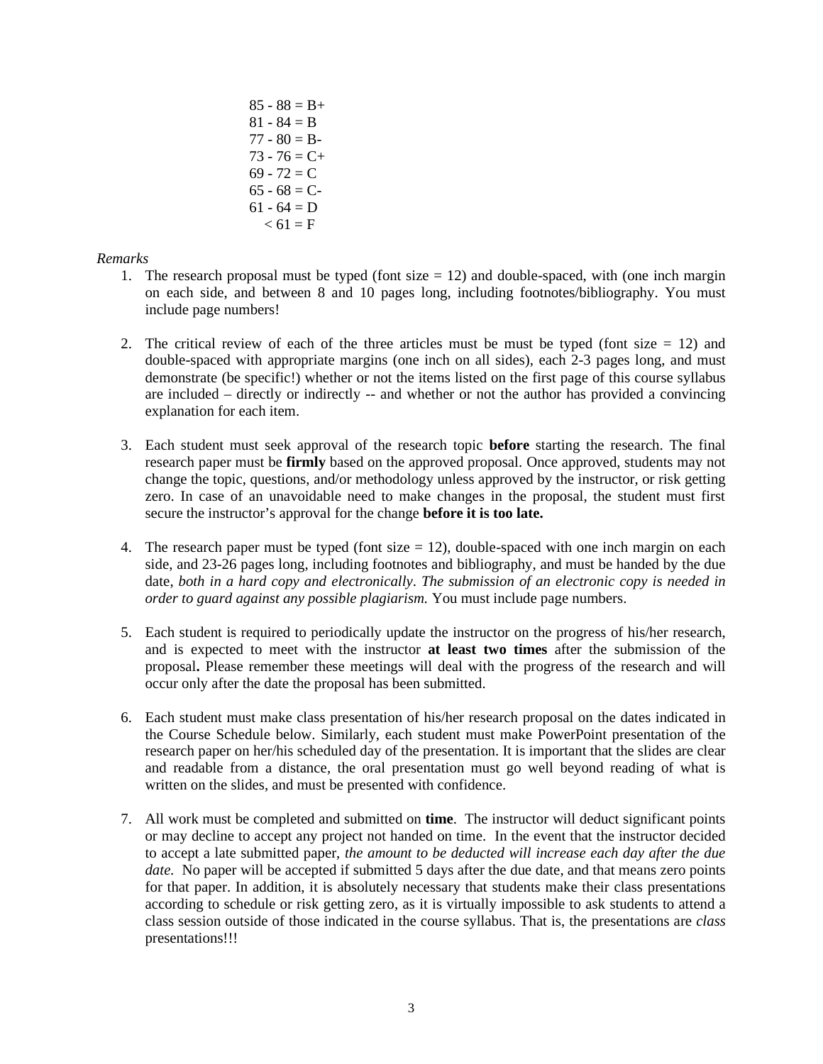85 - 88 = B+
81 - 84 = B
77 - 80 = B-
73 - 76 = C+
69 - 72 = C
65 - 68 = C-
61 - 64 = D
< 61 = F

*Remarks*

1. The research proposal must be typed (font size = 12) and double-spaced, with (one inch margin on each side, and between 8 and 10 pages long, including footnotes/bibliography. You must include page numbers!

2. The critical review of each of the three articles must be must be typed (font size = 12) and double-spaced with appropriate margins (one inch on all sides), each 2-3 pages long, and must demonstrate (be specific!) whether or not the items listed on the first page of this course syllabus are included – directly or indirectly -- and whether or not the author has provided a convincing explanation for each item.

3. Each student must seek approval of the research topic **before** starting the research. The final research paper must be **firmly** based on the approved proposal. Once approved, students may not change the topic, questions, and/or methodology unless approved by the instructor, or risk getting zero. In case of an unavoidable need to make changes in the proposal, the student must first secure the instructor's approval for the change **before it is too late.**

4. The research paper must be typed (font size = 12), double-spaced with one inch margin on each side, and 23-26 pages long, including footnotes and bibliography, and must be handed by the due date, *both in a hard copy and electronically*. *The submission of an electronic copy is needed in order to guard against any possible plagiarism.* You must include page numbers.

5. Each student is required to periodically update the instructor on the progress of his/her research, and is expected to meet with the instructor **at least two times** after the submission of the proposal**.** Please remember these meetings will deal with the progress of the research and will occur only after the date the proposal has been submitted.

6. Each student must make class presentation of his/her research proposal on the dates indicated in the Course Schedule below. Similarly, each student must make PowerPoint presentation of the research paper on her/his scheduled day of the presentation. It is important that the slides are clear and readable from a distance, the oral presentation must go well beyond reading of what is written on the slides, and must be presented with confidence.

7. All work must be completed and submitted on **time**. The instructor will deduct significant points or may decline to accept any project not handed on time. In the event that the instructor decided to accept a late submitted paper, *the amount to be deducted will increase each day after the due date.* No paper will be accepted if submitted 5 days after the due date, and that means zero points for that paper. In addition, it is absolutely necessary that students make their class presentations according to schedule or risk getting zero, as it is virtually impossible to ask students to attend a class session outside of those indicated in the course syllabus. That is, the presentations are *class* presentations!!!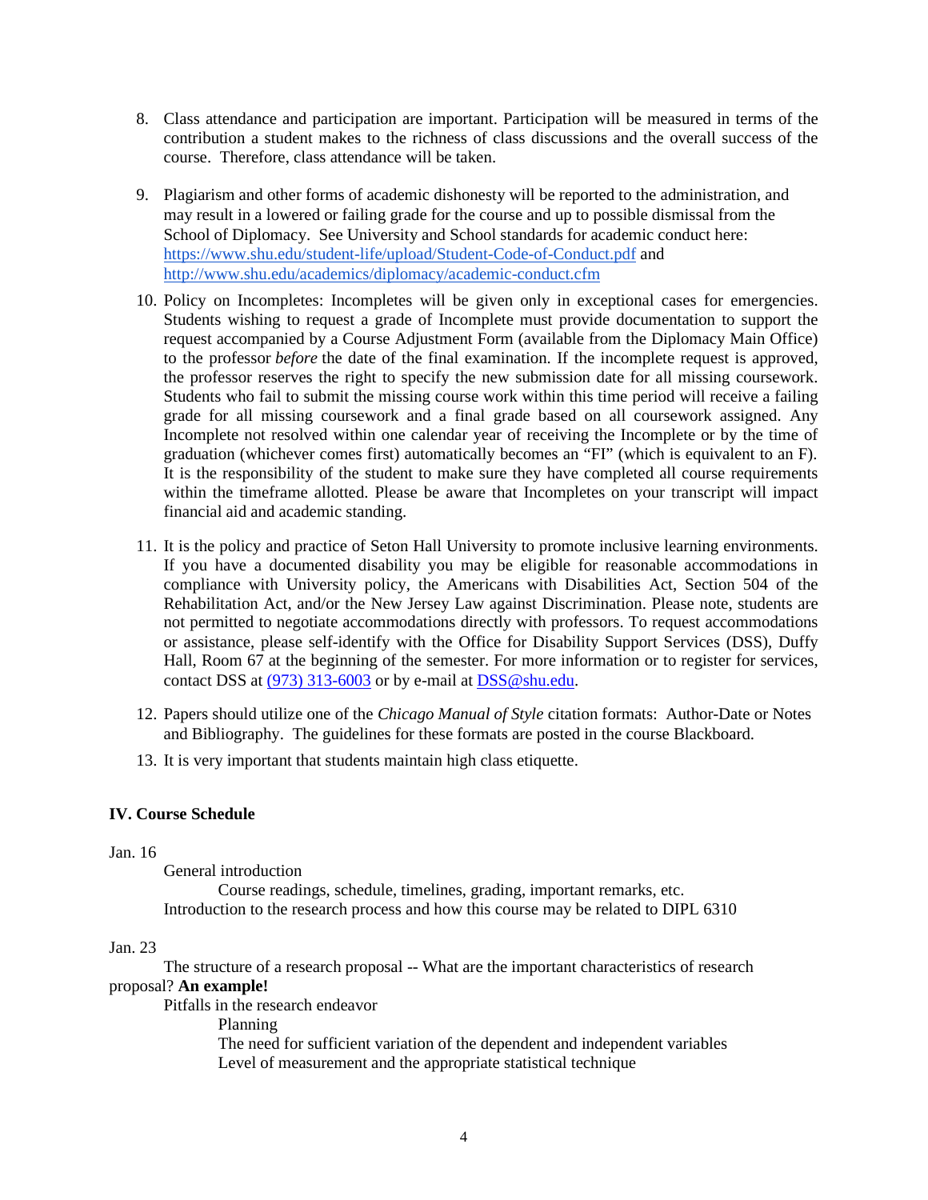8. Class attendance and participation are important. Participation will be measured in terms of the contribution a student makes to the richness of class discussions and the overall success of the course. Therefore, class attendance will be taken.

9. Plagiarism and other forms of academic dishonesty will be reported to the administration, and may result in a lowered or failing grade for the course and up to possible dismissal from the School of Diplomacy. See University and School standards for academic conduct here: https://www.shu.edu/student-life/upload/Student-Code-of-Conduct.pdf and http://www.shu.edu/academics/diplomacy/academic-conduct.cfm

10. Policy on Incompletes: Incompletes will be given only in exceptional cases for emergencies. Students wishing to request a grade of Incomplete must provide documentation to support the request accompanied by a Course Adjustment Form (available from the Diplomacy Main Office) to the professor *before* the date of the final examination. If the incomplete request is approved, the professor reserves the right to specify the new submission date for all missing coursework. Students who fail to submit the missing course work within this time period will receive a failing grade for all missing coursework and a final grade based on all coursework assigned. Any Incomplete not resolved within one calendar year of receiving the Incomplete or by the time of graduation (whichever comes first) automatically becomes an "FI" (which is equivalent to an F). It is the responsibility of the student to make sure they have completed all course requirements within the timeframe allotted. Please be aware that Incompletes on your transcript will impact financial aid and academic standing.

11. It is the policy and practice of Seton Hall University to promote inclusive learning environments. If you have a documented disability you may be eligible for reasonable accommodations in compliance with University policy, the Americans with Disabilities Act, Section 504 of the Rehabilitation Act, and/or the New Jersey Law against Discrimination. Please note, students are not permitted to negotiate accommodations directly with professors. To request accommodations or assistance, please self-identify with the Office for Disability Support Services (DSS), Duffy Hall, Room 67 at the beginning of the semester. For more information or to register for services, contact DSS at (973) 313-6003 or by e-mail at DSS@shu.edu.

12. Papers should utilize one of the *Chicago Manual of Style* citation formats: Author-Date or Notes and Bibliography. The guidelines for these formats are posted in the course Blackboard.

13. It is very important that students maintain high class etiquette.

## IV. Course Schedule

Jan. 16

General introduction

Course readings, schedule, timelines, grading, important remarks, etc.

Introduction to the research process and how this course may be related to DIPL 6310

Jan. 23

The structure of a research proposal -- What are the important characteristics of research proposal? **An example!**

Pitfalls in the research endeavor

Planning

The need for sufficient variation of the dependent and independent variables

Level of measurement and the appropriate statistical technique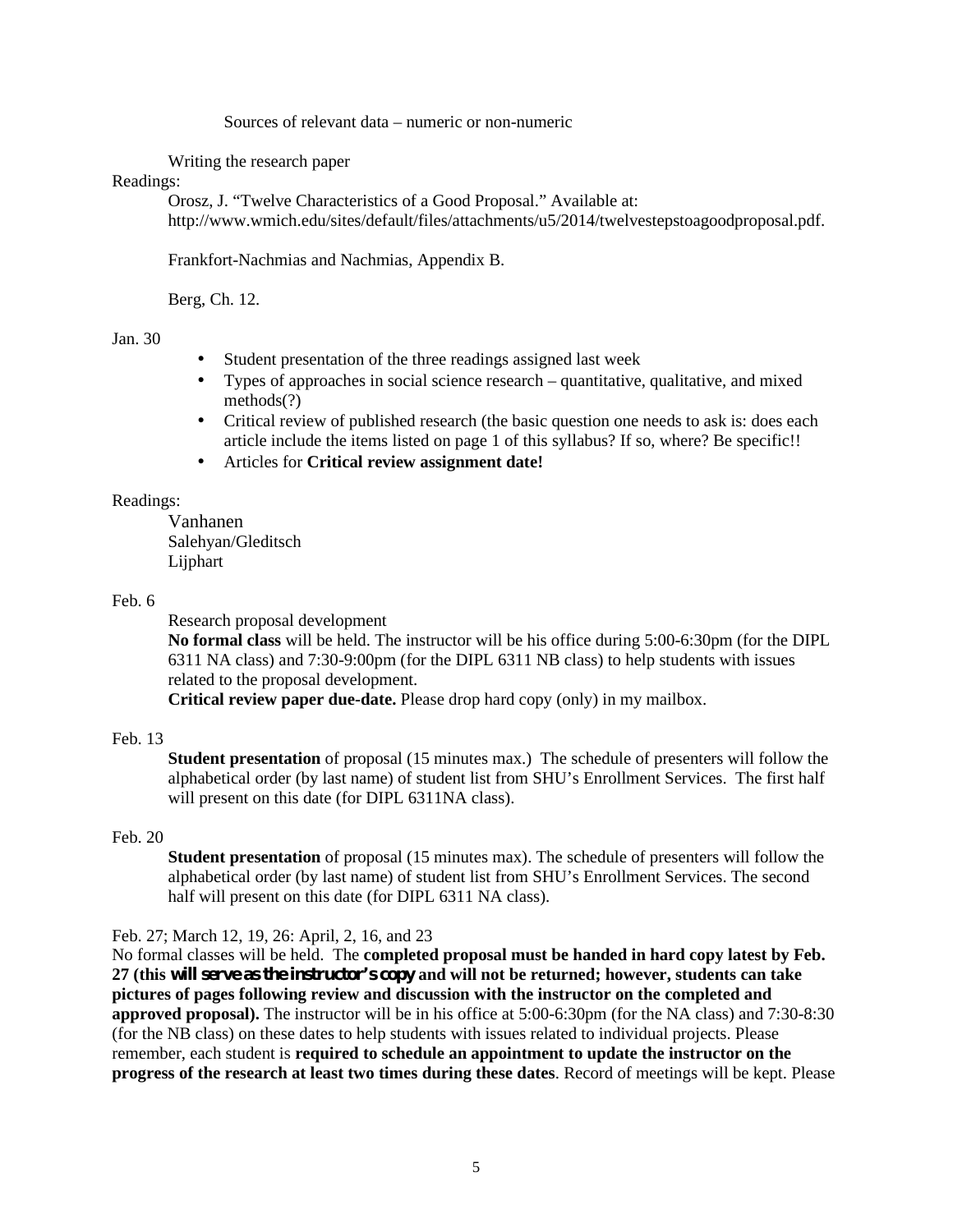Sources of relevant data – numeric or non-numeric

Writing the research paper

Readings:

Orosz, J. "Twelve Characteristics of a Good Proposal." Available at: http://www.wmich.edu/sites/default/files/attachments/u5/2014/twelvestepstoagoodproposal.pdf.

Frankfort-Nachmias and Nachmias, Appendix B.

Berg, Ch. 12.

Jan. 30

- Student presentation of the three readings assigned last week
- Types of approaches in social science research – quantitative, qualitative, and mixed methods(?)
- Critical review of published research (the basic question one needs to ask is: does each article include the items listed on page 1 of this syllabus? If so, where? Be specific!!
- Articles for **Critical review assignment date!**

Readings:

Vanhanen
Salehyan/Gleditsch
Lijphart

Feb. 6

Research proposal development

**No formal class** will be held. The instructor will be his office during 5:00-6:30pm (for the DIPL 6311 NA class) and 7:30-9:00pm (for the DIPL 6311 NB class) to help students with issues related to the proposal development.

**Critical review paper due-date.** Please drop hard copy (only) in my mailbox.

Feb. 13

**Student presentation** of proposal (15 minutes max.) The schedule of presenters will follow the alphabetical order (by last name) of student list from SHU's Enrollment Services. The first half will present on this date (for DIPL 6311NA class).

Feb. 20

**Student presentation** of proposal (15 minutes max). The schedule of presenters will follow the alphabetical order (by last name) of student list from SHU's Enrollment Services. The second half will present on this date (for DIPL 6311 NA class).

Feb. 27; March 12, 19, 26: April, 2, 16, and 23

No formal classes will be held. The **completed proposal must be handed in hard copy latest by Feb. 27 (this *will serve as the instructor's copy* and will not be returned; however, students can take pictures of pages following review and discussion with the instructor on the completed and approved proposal).** The instructor will be in his office at 5:00-6:30pm (for the NA class) and 7:30-8:30 (for the NB class) on these dates to help students with issues related to individual projects. Please remember, each student is **required to schedule an appointment to update the instructor on the progress of the research at least two times during these dates**. Record of meetings will be kept. Please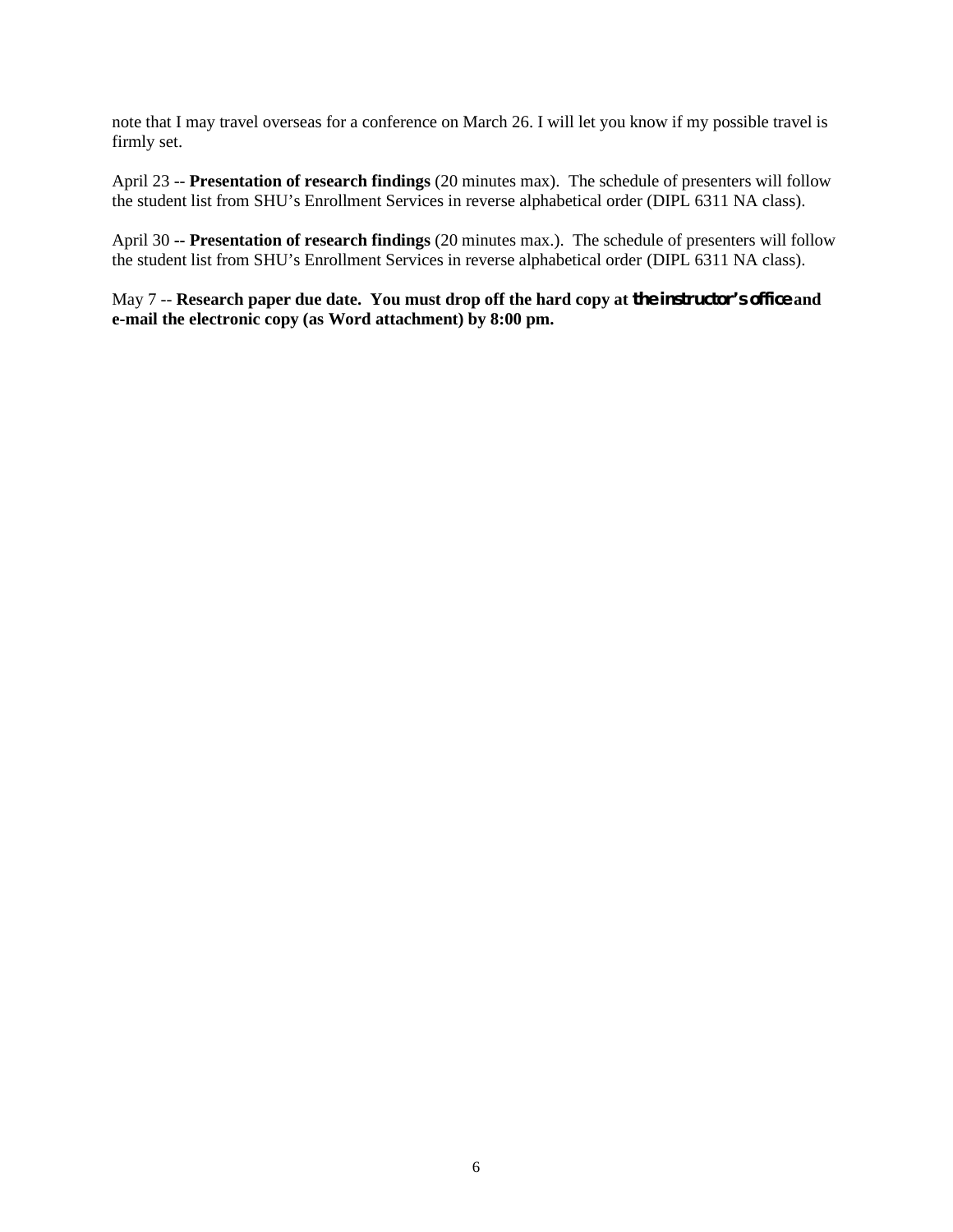note that I may travel overseas for a conference on March 26. I will let you know if my possible travel is firmly set.

April 23 -- **Presentation of research findings** (20 minutes max). The schedule of presenters will follow the student list from SHU's Enrollment Services in reverse alphabetical order (DIPL 6311 NA class).

April 30 **-- Presentation of research findings** (20 minutes max.). The schedule of presenters will follow the student list from SHU's Enrollment Services in reverse alphabetical order (DIPL 6311 NA class).

May 7 -- **Research paper due date. You must drop off the hard copy at the instructor's office and e-mail the electronic copy (as Word attachment) by 8:00 pm.**